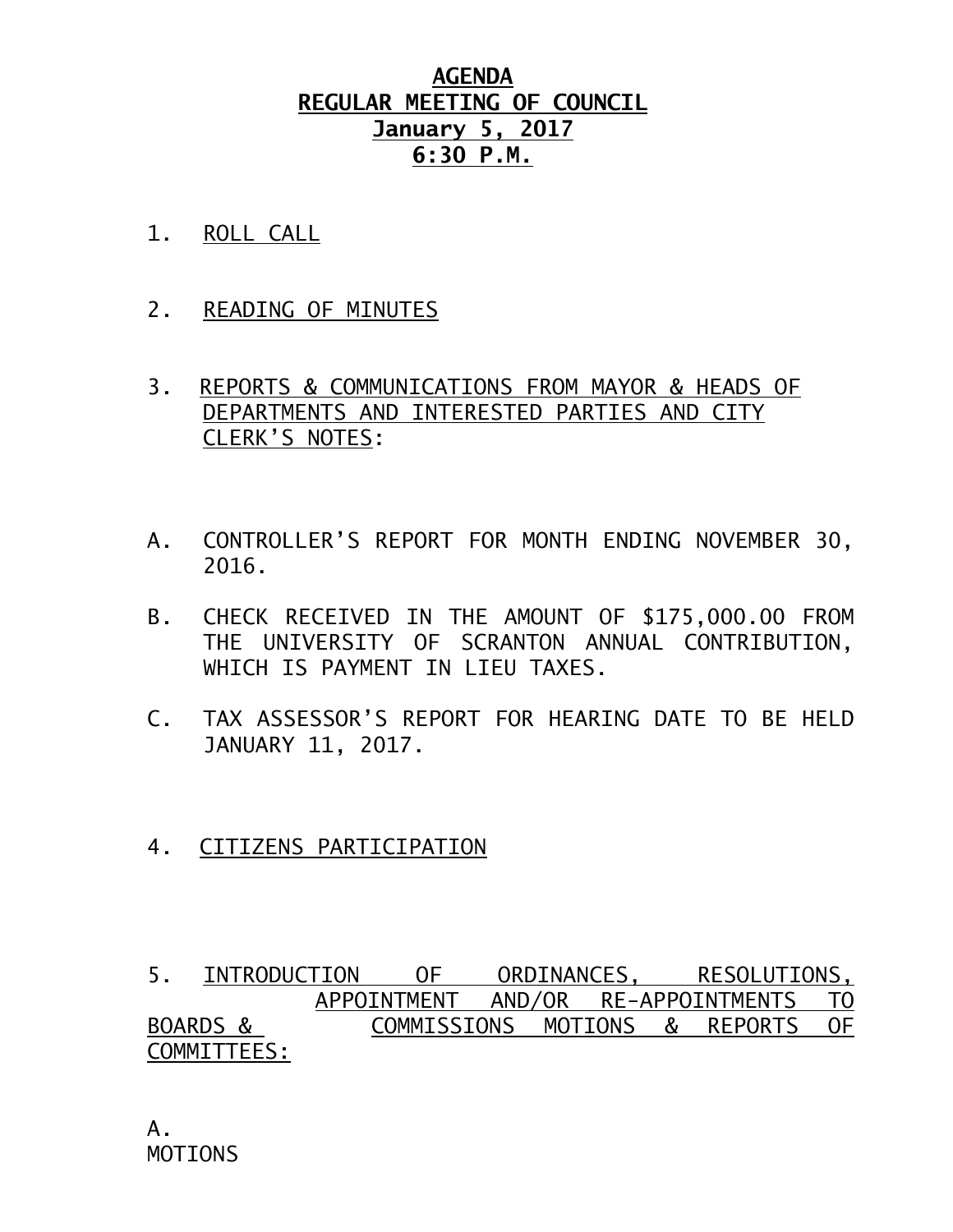**AGENDA**
**REGULAR MEETING OF COUNCIL**
**January 5, 2017**
**6:30 P.M.**

1. ROLL CALL

2. READING OF MINUTES

3. REPORTS & COMMUNICATIONS FROM MAYOR & HEADS OF DEPARTMENTS AND INTERESTED PARTIES AND CITY CLERK'S NOTES:

A. CONTROLLER'S REPORT FOR MONTH ENDING NOVEMBER 30, 2016.

B. CHECK RECEIVED IN THE AMOUNT OF $175,000.00 FROM THE UNIVERSITY OF SCRANTON ANNUAL CONTRIBUTION, WHICH IS PAYMENT IN LIEU TAXES.

C. TAX ASSESSOR'S REPORT FOR HEARING DATE TO BE HELD JANUARY 11, 2017.

4. CITIZENS PARTICIPATION

5. INTRODUCTION OF ORDINANCES, RESOLUTIONS, APPOINTMENT AND/OR RE-APPOINTMENTS TO BOARDS & COMMISSIONS MOTIONS & REPORTS OF COMMITTEES:

A. MOTIONS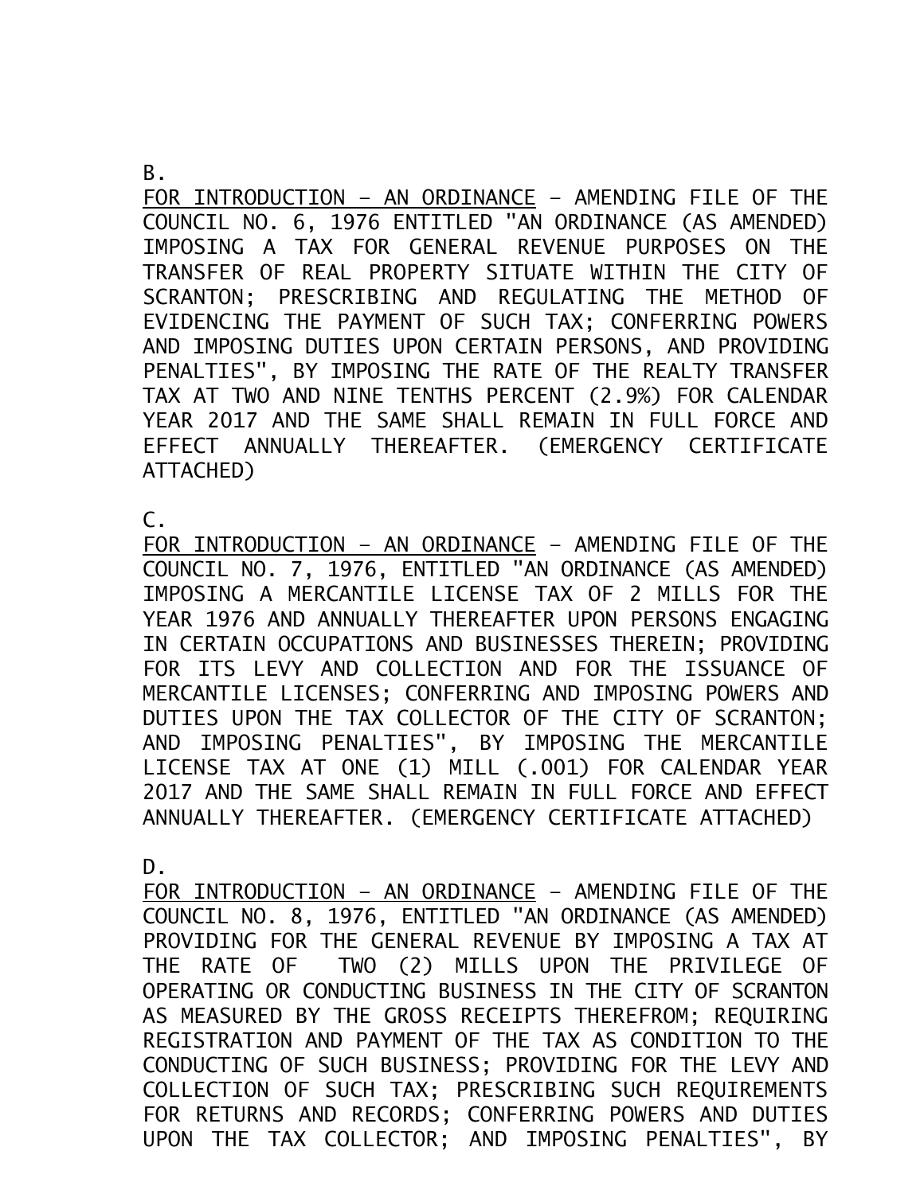B.

FOR INTRODUCTION – AN ORDINANCE – AMENDING FILE OF THE COUNCIL NO. 6, 1976 ENTITLED "AN ORDINANCE (AS AMENDED) IMPOSING A TAX FOR GENERAL REVENUE PURPOSES ON THE TRANSFER OF REAL PROPERTY SITUATE WITHIN THE CITY OF SCRANTON; PRESCRIBING AND REGULATING THE METHOD OF EVIDENCING THE PAYMENT OF SUCH TAX; CONFERRING POWERS AND IMPOSING DUTIES UPON CERTAIN PERSONS, AND PROVIDING PENALTIES", BY IMPOSING THE RATE OF THE REALTY TRANSFER TAX AT TWO AND NINE TENTHS PERCENT (2.9%) FOR CALENDAR YEAR 2017 AND THE SAME SHALL REMAIN IN FULL FORCE AND EFFECT ANNUALLY THEREAFTER. (EMERGENCY CERTIFICATE ATTACHED)

C.

FOR INTRODUCTION – AN ORDINANCE – AMENDING FILE OF THE COUNCIL NO. 7, 1976, ENTITLED "AN ORDINANCE (AS AMENDED) IMPOSING A MERCANTILE LICENSE TAX OF 2 MILLS FOR THE YEAR 1976 AND ANNUALLY THEREAFTER UPON PERSONS ENGAGING IN CERTAIN OCCUPATIONS AND BUSINESSES THEREIN; PROVIDING FOR ITS LEVY AND COLLECTION AND FOR THE ISSUANCE OF MERCANTILE LICENSES; CONFERRING AND IMPOSING POWERS AND DUTIES UPON THE TAX COLLECTOR OF THE CITY OF SCRANTON; AND IMPOSING PENALTIES", BY IMPOSING THE MERCANTILE LICENSE TAX AT ONE (1) MILL (.001) FOR CALENDAR YEAR 2017 AND THE SAME SHALL REMAIN IN FULL FORCE AND EFFECT ANNUALLY THEREAFTER. (EMERGENCY CERTIFICATE ATTACHED)

D.

FOR INTRODUCTION – AN ORDINANCE – AMENDING FILE OF THE COUNCIL NO. 8, 1976, ENTITLED "AN ORDINANCE (AS AMENDED) PROVIDING FOR THE GENERAL REVENUE BY IMPOSING A TAX AT THE RATE OF TWO (2) MILLS UPON THE PRIVILEGE OF OPERATING OR CONDUCTING BUSINESS IN THE CITY OF SCRANTON AS MEASURED BY THE GROSS RECEIPTS THEREFROM; REQUIRING REGISTRATION AND PAYMENT OF THE TAX AS CONDITION TO THE CONDUCTING OF SUCH BUSINESS; PROVIDING FOR THE LEVY AND COLLECTION OF SUCH TAX; PRESCRIBING SUCH REQUIREMENTS FOR RETURNS AND RECORDS; CONFERRING POWERS AND DUTIES UPON THE TAX COLLECTOR; AND IMPOSING PENALTIES", BY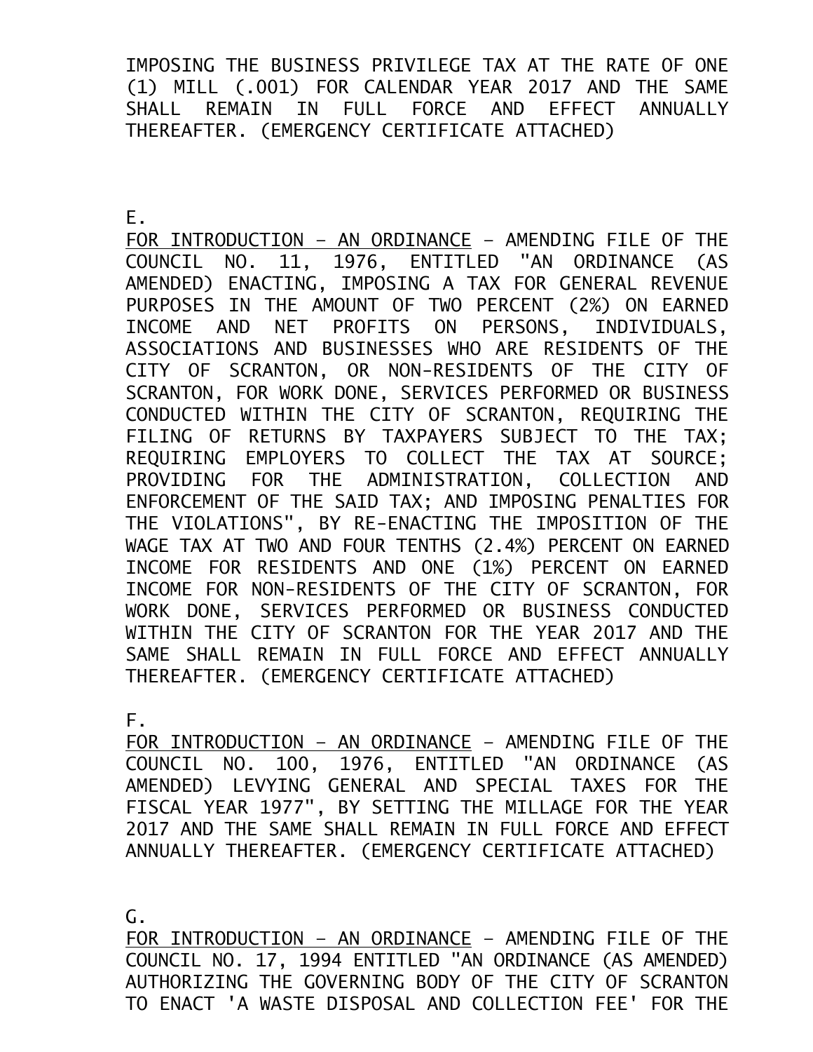IMPOSING THE BUSINESS PRIVILEGE TAX AT THE RATE OF ONE (1) MILL (.001) FOR CALENDAR YEAR 2017 AND THE SAME SHALL REMAIN IN FULL FORCE AND EFFECT ANNUALLY THEREAFTER. (EMERGENCY CERTIFICATE ATTACHED)

E.

FOR INTRODUCTION – AN ORDINANCE – AMENDING FILE OF THE COUNCIL NO. 11, 1976, ENTITLED "AN ORDINANCE (AS AMENDED) ENACTING, IMPOSING A TAX FOR GENERAL REVENUE PURPOSES IN THE AMOUNT OF TWO PERCENT (2%) ON EARNED INCOME AND NET PROFITS ON PERSONS, INDIVIDUALS, ASSOCIATIONS AND BUSINESSES WHO ARE RESIDENTS OF THE CITY OF SCRANTON, OR NON-RESIDENTS OF THE CITY OF SCRANTON, FOR WORK DONE, SERVICES PERFORMED OR BUSINESS CONDUCTED WITHIN THE CITY OF SCRANTON, REQUIRING THE FILING OF RETURNS BY TAXPAYERS SUBJECT TO THE TAX; REQUIRING EMPLOYERS TO COLLECT THE TAX AT SOURCE; PROVIDING FOR THE ADMINISTRATION, COLLECTION AND ENFORCEMENT OF THE SAID TAX; AND IMPOSING PENALTIES FOR THE VIOLATIONS", BY RE-ENACTING THE IMPOSITION OF THE WAGE TAX AT TWO AND FOUR TENTHS (2.4%) PERCENT ON EARNED INCOME FOR RESIDENTS AND ONE (1%) PERCENT ON EARNED INCOME FOR NON-RESIDENTS OF THE CITY OF SCRANTON, FOR WORK DONE, SERVICES PERFORMED OR BUSINESS CONDUCTED WITHIN THE CITY OF SCRANTON FOR THE YEAR 2017 AND THE SAME SHALL REMAIN IN FULL FORCE AND EFFECT ANNUALLY THEREAFTER. (EMERGENCY CERTIFICATE ATTACHED)

F.

FOR INTRODUCTION – AN ORDINANCE – AMENDING FILE OF THE COUNCIL NO. 100, 1976, ENTITLED "AN ORDINANCE (AS AMENDED) LEVYING GENERAL AND SPECIAL TAXES FOR THE FISCAL YEAR 1977", BY SETTING THE MILLAGE FOR THE YEAR 2017 AND THE SAME SHALL REMAIN IN FULL FORCE AND EFFECT ANNUALLY THEREAFTER. (EMERGENCY CERTIFICATE ATTACHED)

G.

FOR INTRODUCTION – AN ORDINANCE – AMENDING FILE OF THE COUNCIL NO. 17, 1994 ENTITLED "AN ORDINANCE (AS AMENDED) AUTHORIZING THE GOVERNING BODY OF THE CITY OF SCRANTON TO ENACT 'A WASTE DISPOSAL AND COLLECTION FEE' FOR THE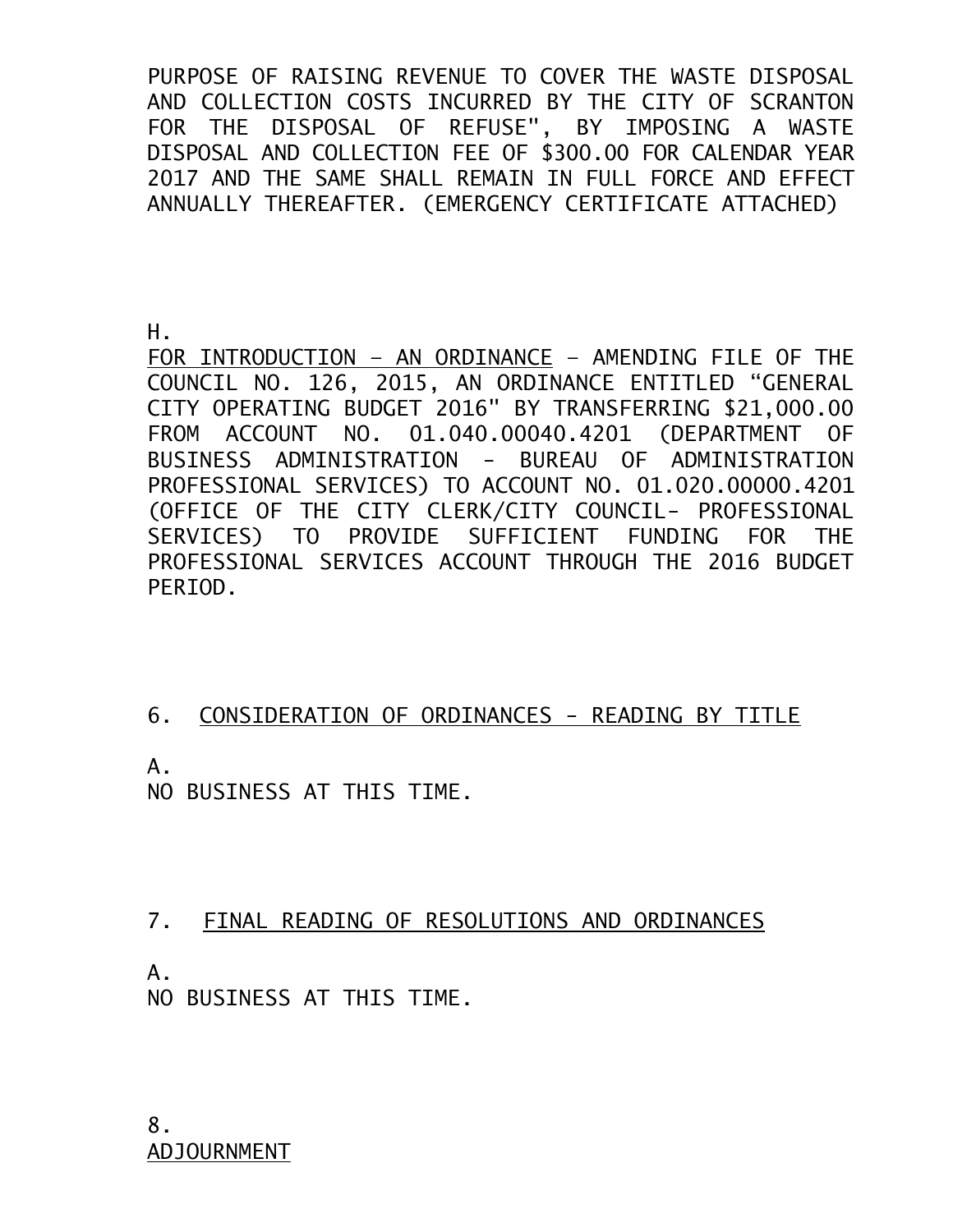PURPOSE OF RAISING REVENUE TO COVER THE WASTE DISPOSAL AND COLLECTION COSTS INCURRED BY THE CITY OF SCRANTON FOR THE DISPOSAL OF REFUSE", BY IMPOSING A WASTE DISPOSAL AND COLLECTION FEE OF $300.00 FOR CALENDAR YEAR 2017 AND THE SAME SHALL REMAIN IN FULL FORCE AND EFFECT ANNUALLY THEREAFTER. (EMERGENCY CERTIFICATE ATTACHED)

H.
<u>FOR INTRODUCTION – AN ORDINANCE</u> – AMENDING FILE OF THE COUNCIL NO. 126, 2015, AN ORDINANCE ENTITLED "GENERAL CITY OPERATING BUDGET 2016" BY TRANSFERRING $21,000.00 FROM ACCOUNT NO. 01.040.00040.4201 (DEPARTMENT OF BUSINESS ADMINISTRATION - BUREAU OF ADMINISTRATION PROFESSIONAL SERVICES) TO ACCOUNT NO. 01.020.00000.4201 (OFFICE OF THE CITY CLERK/CITY COUNCIL- PROFESSIONAL SERVICES) TO PROVIDE SUFFICIENT FUNDING FOR THE PROFESSIONAL SERVICES ACCOUNT THROUGH THE 2016 BUDGET PERIOD.

## 6. <u>CONSIDERATION OF ORDINANCES - READING BY TITLE</u>

A.
NO BUSINESS AT THIS TIME.

## 7. <u>FINAL READING OF RESOLUTIONS AND ORDINANCES</u>

A.
NO BUSINESS AT THIS TIME.

## 8. <u>ADJOURNMENT</u>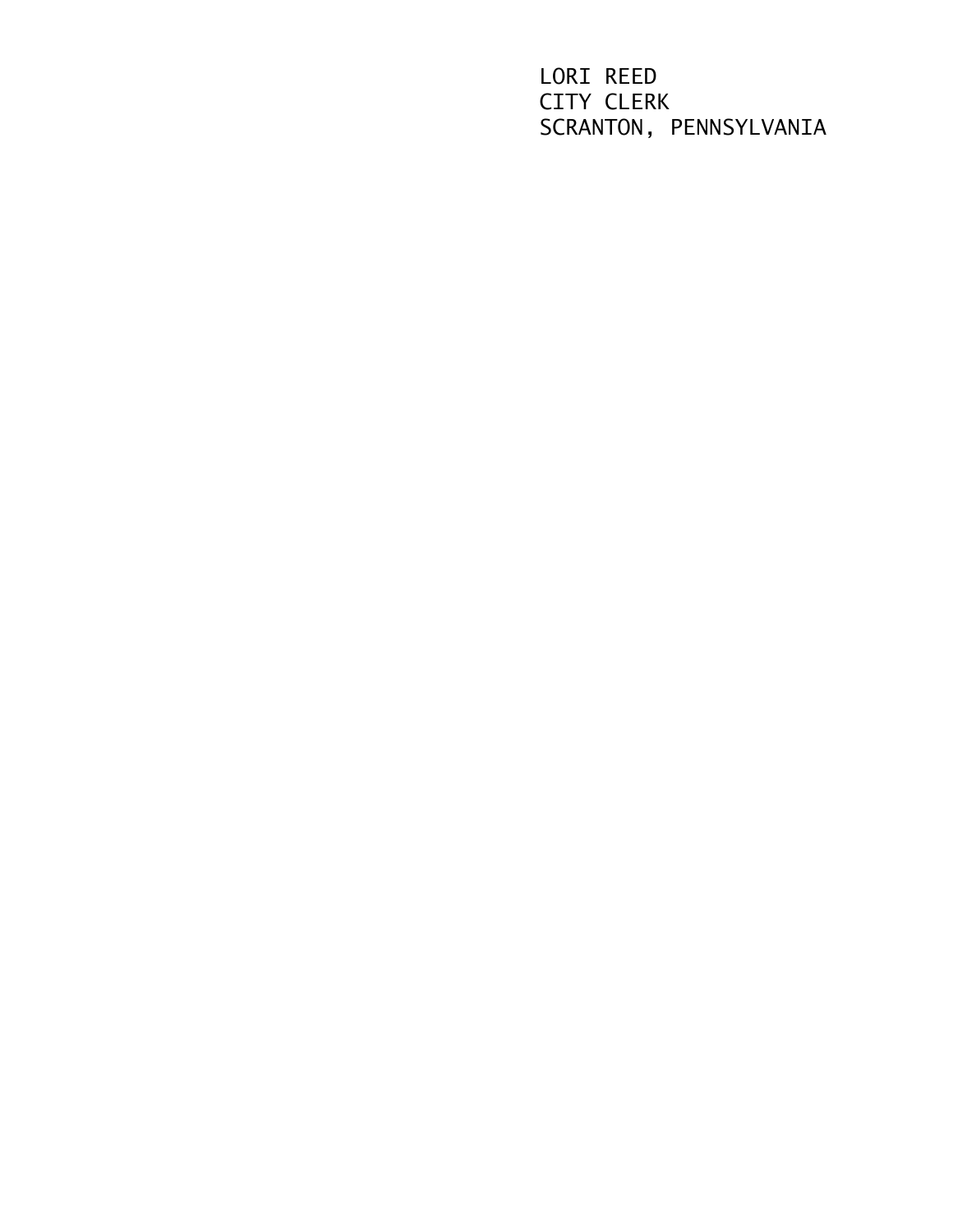LORI REED
CITY CLERK
SCRANTON, PENNSYLVANIA